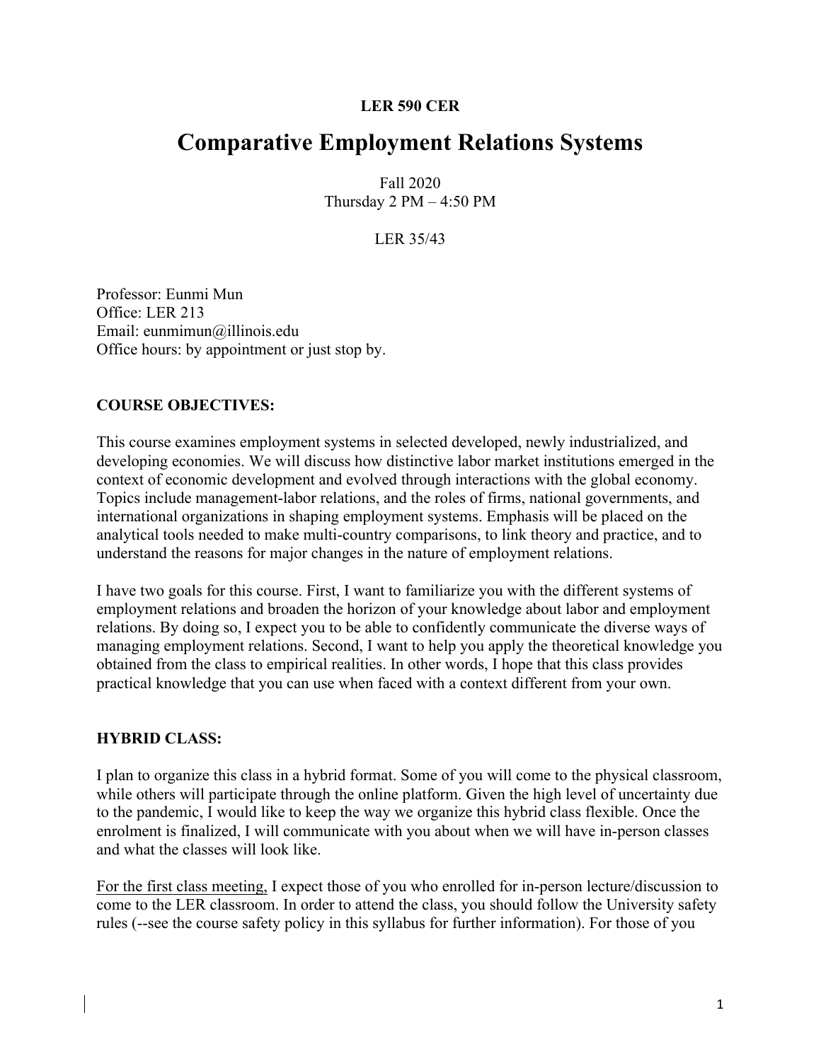**LER 590 CER**

# Comparative Employment Relations Systems

Fall 2020
Thursday 2 PM – 4:50 PM

LER 35/43

Professor: Eunmi Mun
Office: LER 213
Email: eunmimun@illinois.edu
Office hours: by appointment or just stop by.

## COURSE OBJECTIVES:

This course examines employment systems in selected developed, newly industrialized, and developing economies. We will discuss how distinctive labor market institutions emerged in the context of economic development and evolved through interactions with the global economy. Topics include management-labor relations, and the roles of firms, national governments, and international organizations in shaping employment systems. Emphasis will be placed on the analytical tools needed to make multi-country comparisons, to link theory and practice, and to understand the reasons for major changes in the nature of employment relations.

I have two goals for this course. First, I want to familiarize you with the different systems of employment relations and broaden the horizon of your knowledge about labor and employment relations. By doing so, I expect you to be able to confidently communicate the diverse ways of managing employment relations. Second, I want to help you apply the theoretical knowledge you obtained from the class to empirical realities. In other words, I hope that this class provides practical knowledge that you can use when faced with a context different from your own.

## HYBRID CLASS:

I plan to organize this class in a hybrid format. Some of you will come to the physical classroom, while others will participate through the online platform. Given the high level of uncertainty due to the pandemic, I would like to keep the way we organize this hybrid class flexible. Once the enrolment is finalized, I will communicate with you about when we will have in-person classes and what the classes will look like.

For the first class meeting, I expect those of you who enrolled for in-person lecture/discussion to come to the LER classroom. In order to attend the class, you should follow the University safety rules (--see the course safety policy in this syllabus for further information). For those of you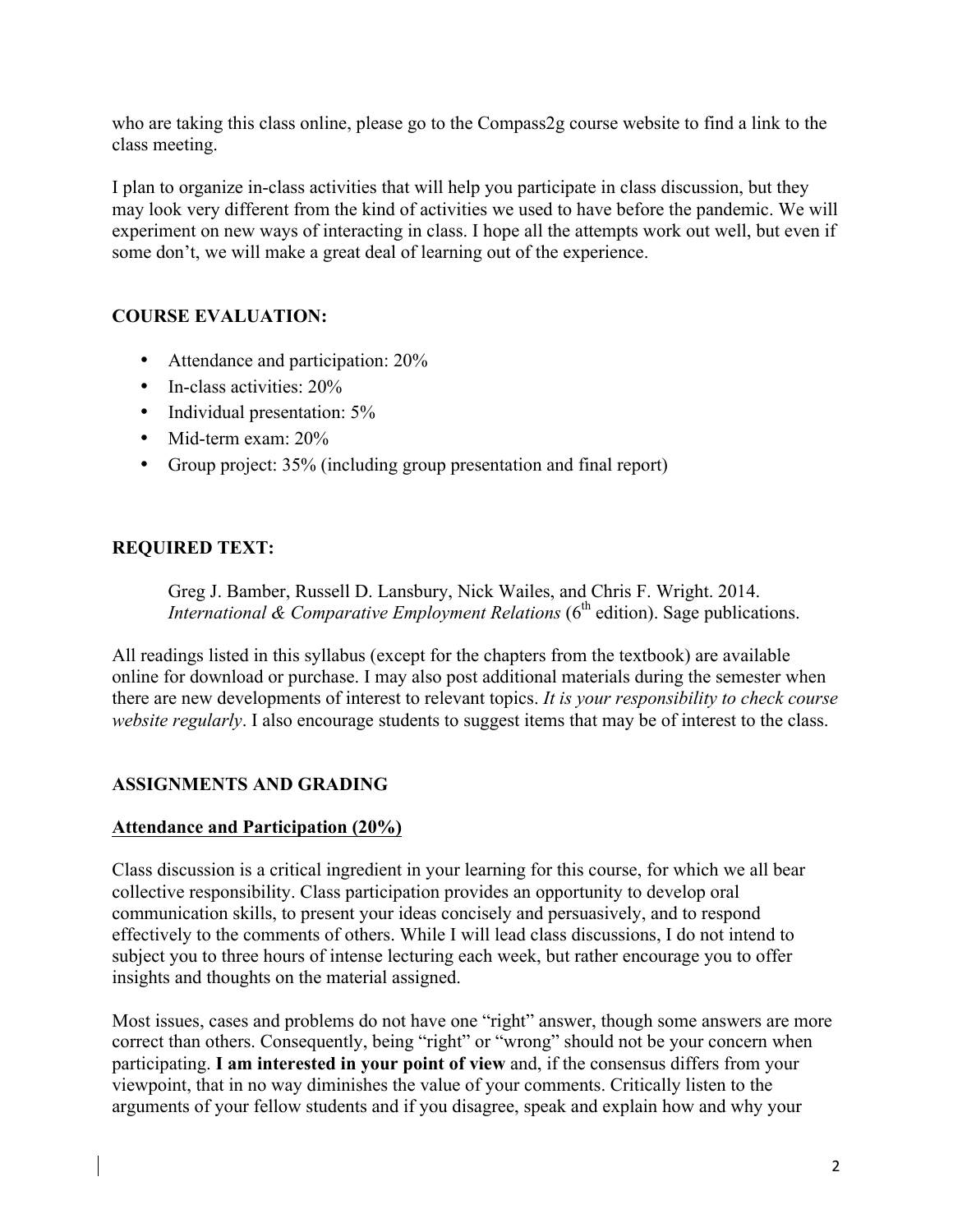who are taking this class online, please go to the Compass2g course website to find a link to the class meeting.

I plan to organize in-class activities that will help you participate in class discussion, but they may look very different from the kind of activities we used to have before the pandemic. We will experiment on new ways of interacting in class. I hope all the attempts work out well, but even if some don't, we will make a great deal of learning out of the experience.

## COURSE EVALUATION:

- Attendance and participation: 20%
- In-class activities: 20%
- Individual presentation: 5%
- Mid-term exam: 20%
- Group project: 35% (including group presentation and final report)

## REQUIRED TEXT:

> Greg J. Bamber, Russell D. Lansbury, Nick Wailes, and Chris F. Wright. 2014. *International & Comparative Employment Relations* (6th edition). Sage publications.

All readings listed in this syllabus (except for the chapters from the textbook) are available online for download or purchase. I may also post additional materials during the semester when there are new developments of interest to relevant topics. *It is your responsibility to check course website regularly*. I also encourage students to suggest items that may be of interest to the class.

## ASSIGNMENTS AND GRADING

### Attendance and Participation (20%)

Class discussion is a critical ingredient in your learning for this course, for which we all bear collective responsibility. Class participation provides an opportunity to develop oral communication skills, to present your ideas concisely and persuasively, and to respond effectively to the comments of others. While I will lead class discussions, I do not intend to subject you to three hours of intense lecturing each week, but rather encourage you to offer insights and thoughts on the material assigned.

Most issues, cases and problems do not have one "right" answer, though some answers are more correct than others. Consequently, being "right" or "wrong" should not be your concern when participating. **I am interested in your point of view** and, if the consensus differs from your viewpoint, that in no way diminishes the value of your comments. Critically listen to the arguments of your fellow students and if you disagree, speak and explain how and why your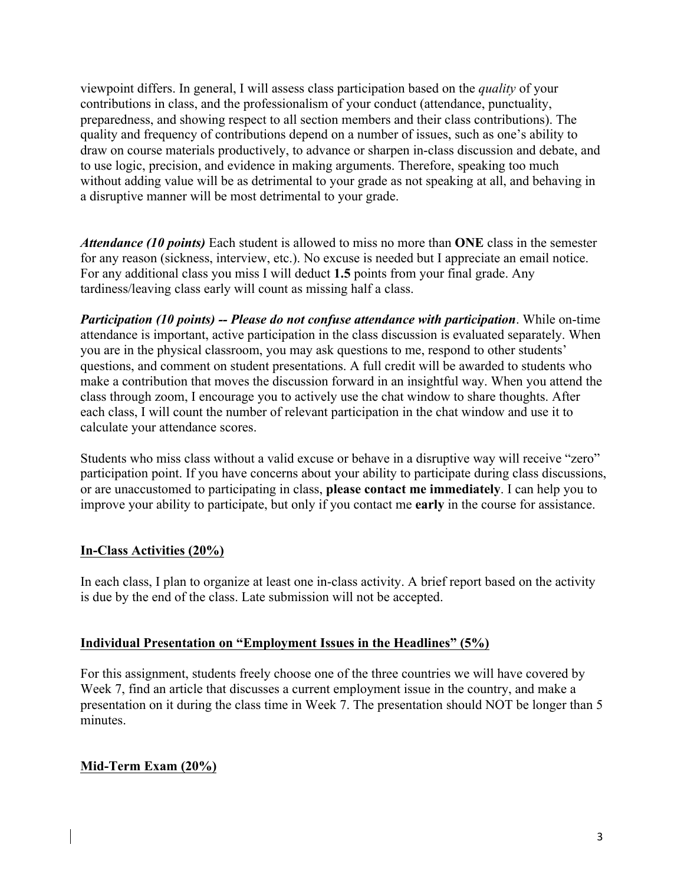viewpoint differs. In general, I will assess class participation based on the *quality* of your contributions in class, and the professionalism of your conduct (attendance, punctuality, preparedness, and showing respect to all section members and their class contributions). The quality and frequency of contributions depend on a number of issues, such as one's ability to draw on course materials productively, to advance or sharpen in-class discussion and debate, and to use logic, precision, and evidence in making arguments. Therefore, speaking too much without adding value will be as detrimental to your grade as not speaking at all, and behaving in a disruptive manner will be most detrimental to your grade.

***Attendance (10 points)*** Each student is allowed to miss no more than **ONE** class in the semester for any reason (sickness, interview, etc.). No excuse is needed but I appreciate an email notice. For any additional class you miss I will deduct **1.5** points from your final grade. Any tardiness/leaving class early will count as missing half a class.

***Participation (10 points) -- Please do not confuse attendance with participation***. While on-time attendance is important, active participation in the class discussion is evaluated separately. When you are in the physical classroom, you may ask questions to me, respond to other students' questions, and comment on student presentations. A full credit will be awarded to students who make a contribution that moves the discussion forward in an insightful way. When you attend the class through zoom, I encourage you to actively use the chat window to share thoughts. After each class, I will count the number of relevant participation in the chat window and use it to calculate your attendance scores.

Students who miss class without a valid excuse or behave in a disruptive way will receive "zero" participation point. If you have concerns about your ability to participate during class discussions, or are unaccustomed to participating in class, **please contact me immediately**. I can help you to improve your ability to participate, but only if you contact me **early** in the course for assistance.

## In-Class Activities (20%)

In each class, I plan to organize at least one in-class activity. A brief report based on the activity is due by the end of the class. Late submission will not be accepted.

## Individual Presentation on "Employment Issues in the Headlines" (5%)

For this assignment, students freely choose one of the three countries we will have covered by Week 7, find an article that discusses a current employment issue in the country, and make a presentation on it during the class time in Week 7. The presentation should NOT be longer than 5 minutes.

## Mid-Term Exam (20%)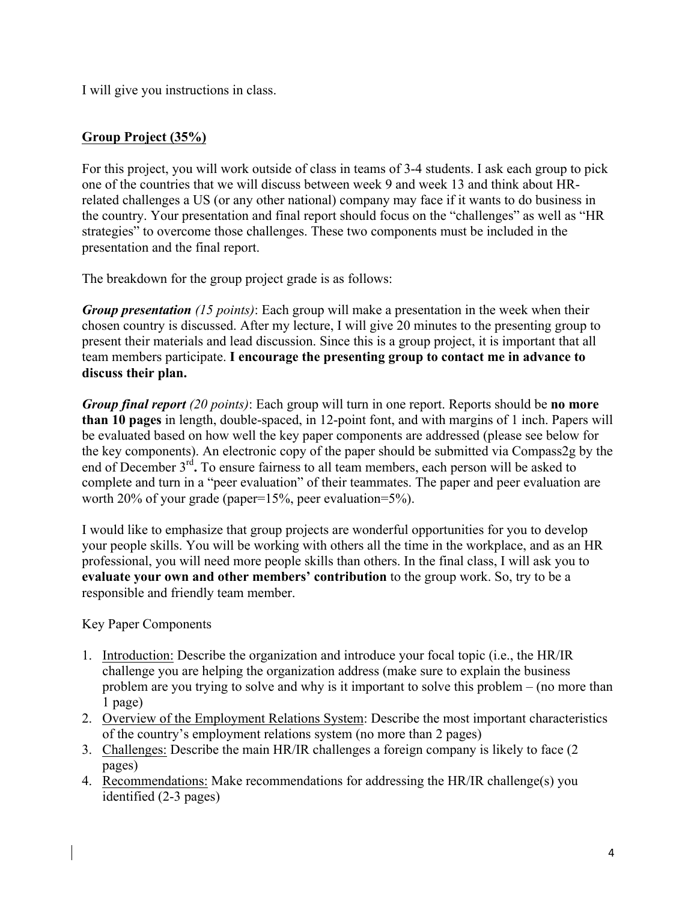I will give you instructions in class.

## **Group Project (35%)**

For this project, you will work outside of class in teams of 3-4 students. I ask each group to pick one of the countries that we will discuss between week 9 and week 13 and think about HR-related challenges a US (or any other national) company may face if it wants to do business in the country. Your presentation and final report should focus on the "challenges" as well as "HR strategies" to overcome those challenges. These two components must be included in the presentation and the final report.

The breakdown for the group project grade is as follows:

***Group presentation*** *(15 points)*: Each group will make a presentation in the week when their chosen country is discussed. After my lecture, I will give 20 minutes to the presenting group to present their materials and lead discussion. Since this is a group project, it is important that all team members participate. **I encourage the presenting group to contact me in advance to discuss their plan.**

***Group final report*** *(20 points)*: Each group will turn in one report. Reports should be **no more than 10 pages** in length, double-spaced, in 12-point font, and with margins of 1 inch. Papers will be evaluated based on how well the key paper components are addressed (please see below for the key components). An electronic copy of the paper should be submitted via Compass2g by the end of December 3rd**.** To ensure fairness to all team members, each person will be asked to complete and turn in a "peer evaluation" of their teammates. The paper and peer evaluation are worth 20% of your grade (paper=15%, peer evaluation=5%).

I would like to emphasize that group projects are wonderful opportunities for you to develop your people skills. You will be working with others all the time in the workplace, and as an HR professional, you will need more people skills than others. In the final class, I will ask you to **evaluate your own and other members' contribution** to the group work. So, try to be a responsible and friendly team member.

Key Paper Components

1. Introduction: Describe the organization and introduce your focal topic (i.e., the HR/IR challenge you are helping the organization address (make sure to explain the business problem are you trying to solve and why is it important to solve this problem – (no more than 1 page)
2. Overview of the Employment Relations System: Describe the most important characteristics of the country's employment relations system (no more than 2 pages)
3. Challenges: Describe the main HR/IR challenges a foreign company is likely to face (2 pages)
4. Recommendations: Make recommendations for addressing the HR/IR challenge(s) you identified (2-3 pages)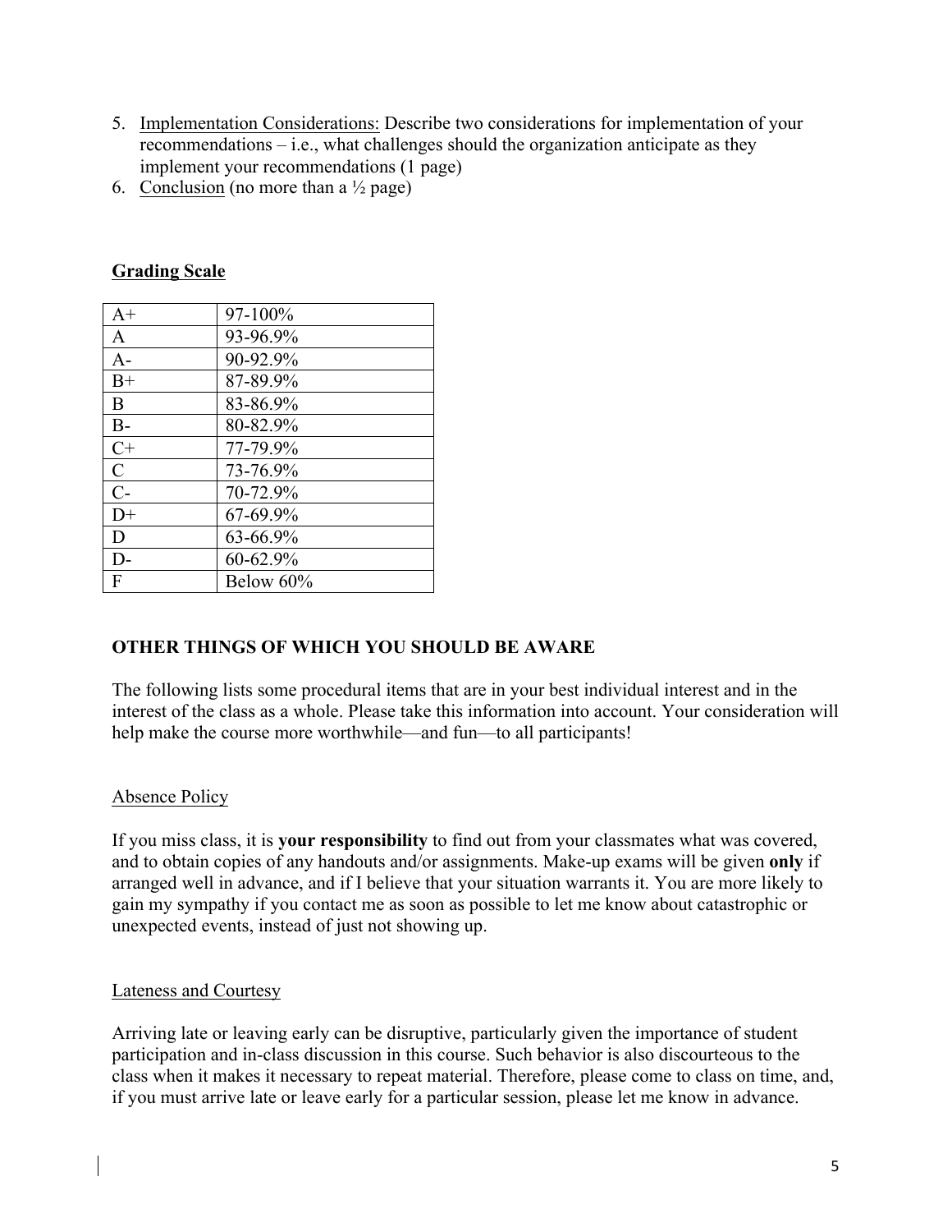5. Implementation Considerations: Describe two considerations for implementation of your recommendations – i.e., what challenges should the organization anticipate as they implement your recommendations (1 page)
6. Conclusion (no more than a ½ page)

**Grading Scale**

| | |
|---|---|
| A+ | 97-100% |
| A | 93-96.9% |
| A- | 90-92.9% |
| B+ | 87-89.9% |
| B | 83-86.9% |
| B- | 80-82.9% |
| C+ | 77-79.9% |
| C | 73-76.9% |
| C- | 70-72.9% |
| D+ | 67-69.9% |
| D | 63-66.9% |
| D- | 60-62.9% |
| F | Below 60% |

## OTHER THINGS OF WHICH YOU SHOULD BE AWARE

The following lists some procedural items that are in your best individual interest and in the interest of the class as a whole. Please take this information into account. Your consideration will help make the course more worthwhile—and fun—to all participants!

### Absence Policy

If you miss class, it is **your responsibility** to find out from your classmates what was covered, and to obtain copies of any handouts and/or assignments. Make-up exams will be given **only** if arranged well in advance, and if I believe that your situation warrants it. You are more likely to gain my sympathy if you contact me as soon as possible to let me know about catastrophic or unexpected events, instead of just not showing up.

### Lateness and Courtesy

Arriving late or leaving early can be disruptive, particularly given the importance of student participation and in-class discussion in this course. Such behavior is also discourteous to the class when it makes it necessary to repeat material. Therefore, please come to class on time, and, if you must arrive late or leave early for a particular session, please let me know in advance.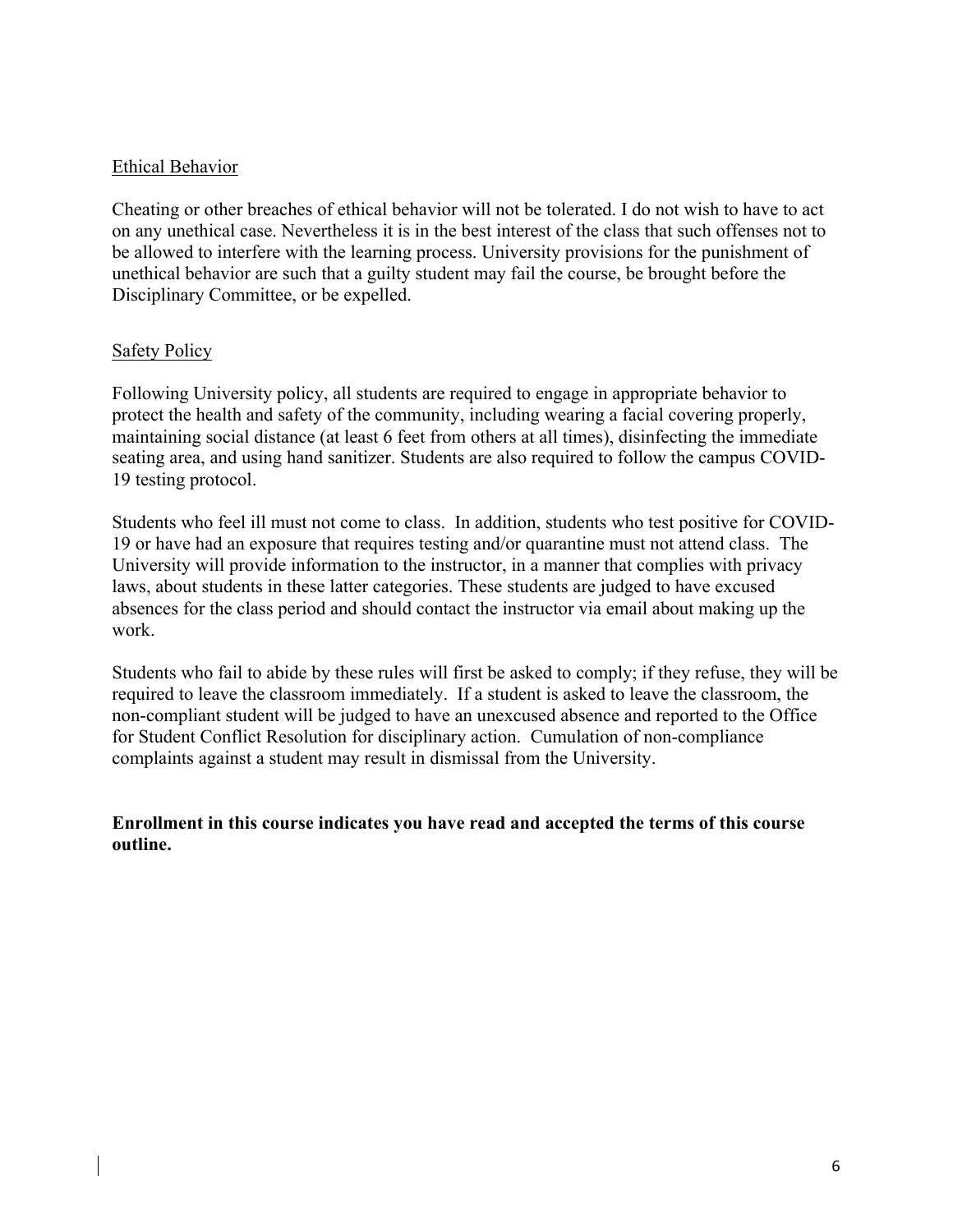## Ethical Behavior

Cheating or other breaches of ethical behavior will not be tolerated. I do not wish to have to act on any unethical case. Nevertheless it is in the best interest of the class that such offenses not to be allowed to interfere with the learning process. University provisions for the punishment of unethical behavior are such that a guilty student may fail the course, be brought before the Disciplinary Committee, or be expelled.

## Safety Policy

Following University policy, all students are required to engage in appropriate behavior to protect the health and safety of the community, including wearing a facial covering properly, maintaining social distance (at least 6 feet from others at all times), disinfecting the immediate seating area, and using hand sanitizer. Students are also required to follow the campus COVID-19 testing protocol.

Students who feel ill must not come to class. In addition, students who test positive for COVID-19 or have had an exposure that requires testing and/or quarantine must not attend class. The University will provide information to the instructor, in a manner that complies with privacy laws, about students in these latter categories. These students are judged to have excused absences for the class period and should contact the instructor via email about making up the work.

Students who fail to abide by these rules will first be asked to comply; if they refuse, they will be required to leave the classroom immediately. If a student is asked to leave the classroom, the non-compliant student will be judged to have an unexcused absence and reported to the Office for Student Conflict Resolution for disciplinary action. Cumulation of non-compliance complaints against a student may result in dismissal from the University.

**Enrollment in this course indicates you have read and accepted the terms of this course outline.**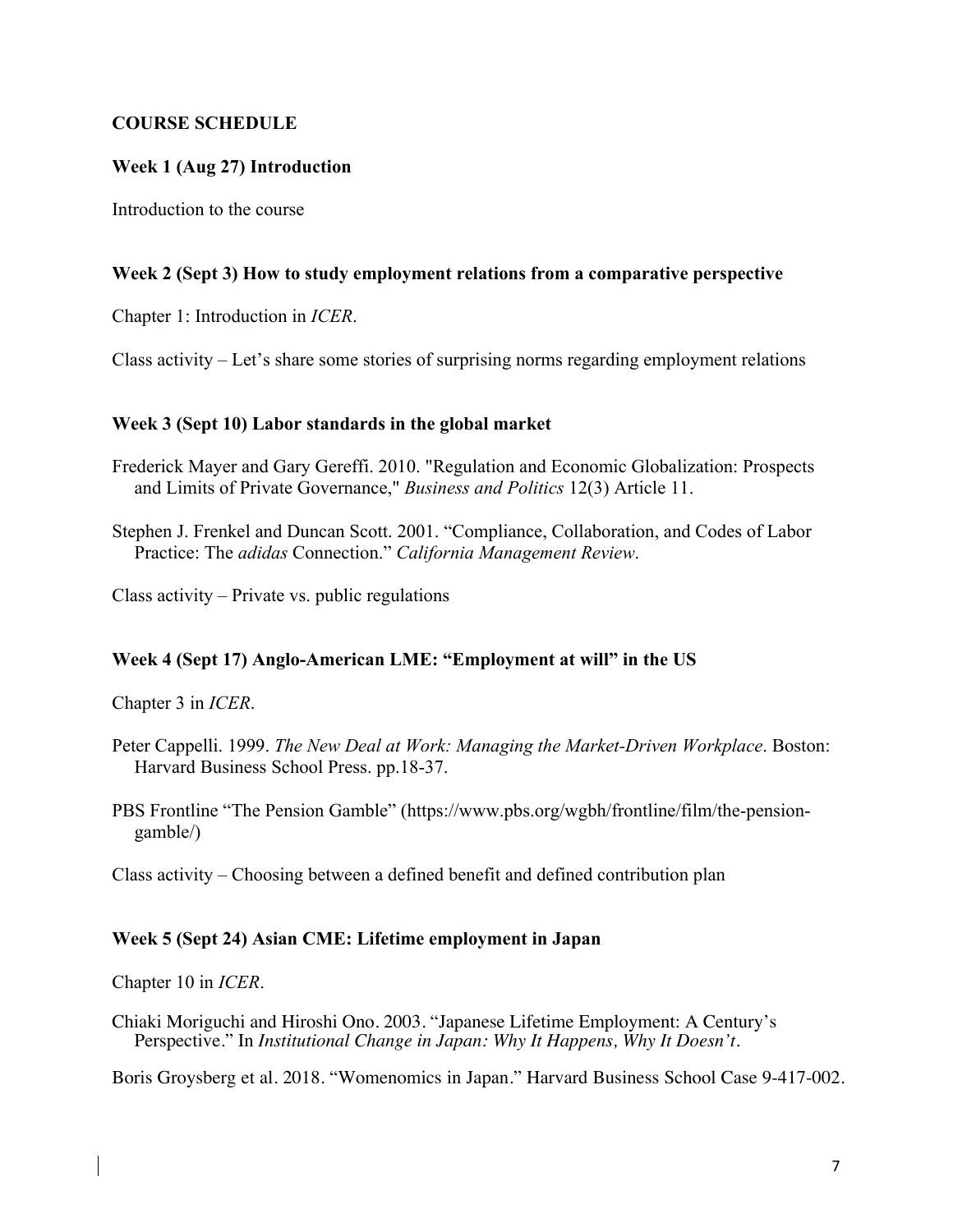**COURSE SCHEDULE**

**Week 1 (Aug 27) Introduction**

Introduction to the course

**Week 2 (Sept 3) How to study employment relations from a comparative perspective**

Chapter 1: Introduction in *ICER*.

Class activity – Let's share some stories of surprising norms regarding employment relations

**Week 3 (Sept 10) Labor standards in the global market**

Frederick Mayer and Gary Gereffi. 2010. "Regulation and Economic Globalization: Prospects and Limits of Private Governance," *Business and Politics* 12(3) Article 11.

Stephen J. Frenkel and Duncan Scott. 2001. "Compliance, Collaboration, and Codes of Labor Practice: The *adidas* Connection." *California Management Review*.

Class activity – Private vs. public regulations

**Week 4 (Sept 17) Anglo-American LME: "Employment at will" in the US**

Chapter 3 in *ICER*.

Peter Cappelli. 1999. *The New Deal at Work: Managing the Market-Driven Workplace*. Boston: Harvard Business School Press. pp.18-37.

PBS Frontline "The Pension Gamble" (https://www.pbs.org/wgbh/frontline/film/the-pension-gamble/)

Class activity – Choosing between a defined benefit and defined contribution plan

**Week 5 (Sept 24) Asian CME: Lifetime employment in Japan**

Chapter 10 in *ICER*.

Chiaki Moriguchi and Hiroshi Ono. 2003. "Japanese Lifetime Employment: A Century's Perspective." In *Institutional Change in Japan: Why It Happens, Why It Doesn't*.

Boris Groysberg et al. 2018. "Womenomics in Japan." Harvard Business School Case 9-417-002.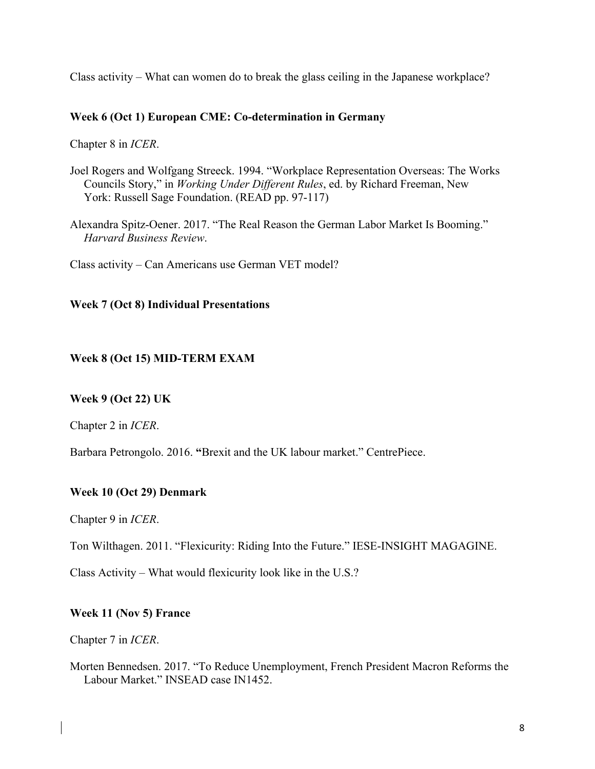Class activity – What can women do to break the glass ceiling in the Japanese workplace?

**Week 6 (Oct 1) European CME: Co-determination in Germany**

Chapter 8 in *ICER*.

Joel Rogers and Wolfgang Streeck. 1994. "Workplace Representation Overseas: The Works Councils Story," in *Working Under Different Rules*, ed. by Richard Freeman, New York: Russell Sage Foundation. (READ pp. 97-117)

Alexandra Spitz-Oener. 2017. "The Real Reason the German Labor Market Is Booming." *Harvard Business Review*.

Class activity – Can Americans use German VET model?

**Week 7 (Oct 8) Individual Presentations**

**Week 8 (Oct 15) MID-TERM EXAM**

**Week 9 (Oct 22) UK**

Chapter 2 in *ICER*.

Barbara Petrongolo. 2016. "Brexit and the UK labour market." CentrePiece.

**Week 10 (Oct 29) Denmark**

Chapter 9 in *ICER*.

Ton Wilthagen. 2011. "Flexicurity: Riding Into the Future." IESE-INSIGHT MAGAGINE.

Class Activity – What would flexicurity look like in the U.S.?

**Week 11 (Nov 5) France**

Chapter 7 in *ICER*.

Morten Bennedsen. 2017. "To Reduce Unemployment, French President Macron Reforms the Labour Market." INSEAD case IN1452.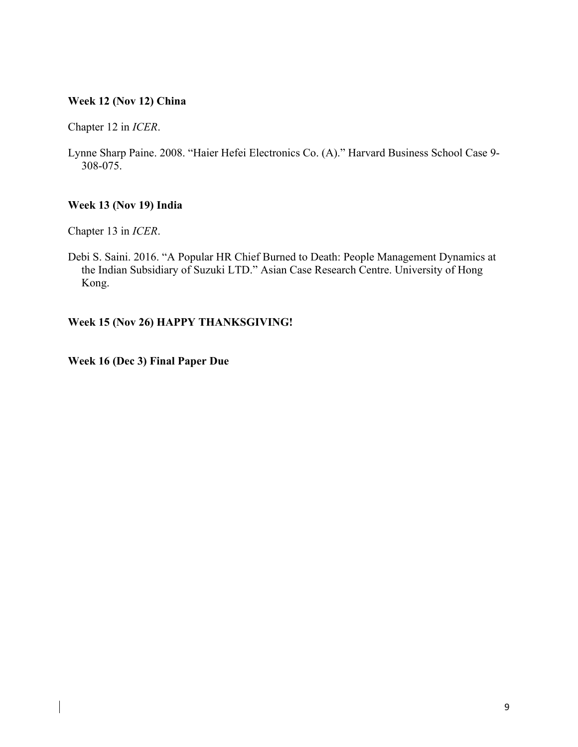**Week 12 (Nov 12) China**

Chapter 12 in *ICER*.

Lynne Sharp Paine. 2008. "Haier Hefei Electronics Co. (A)." Harvard Business School Case 9-308-075.

**Week 13 (Nov 19) India**

Chapter 13 in *ICER*.

Debi S. Saini. 2016. "A Popular HR Chief Burned to Death: People Management Dynamics at the Indian Subsidiary of Suzuki LTD." Asian Case Research Centre. University of Hong Kong.

**Week 15 (Nov 26) HAPPY THANKSGIVING!**

**Week 16 (Dec 3) Final Paper Due**